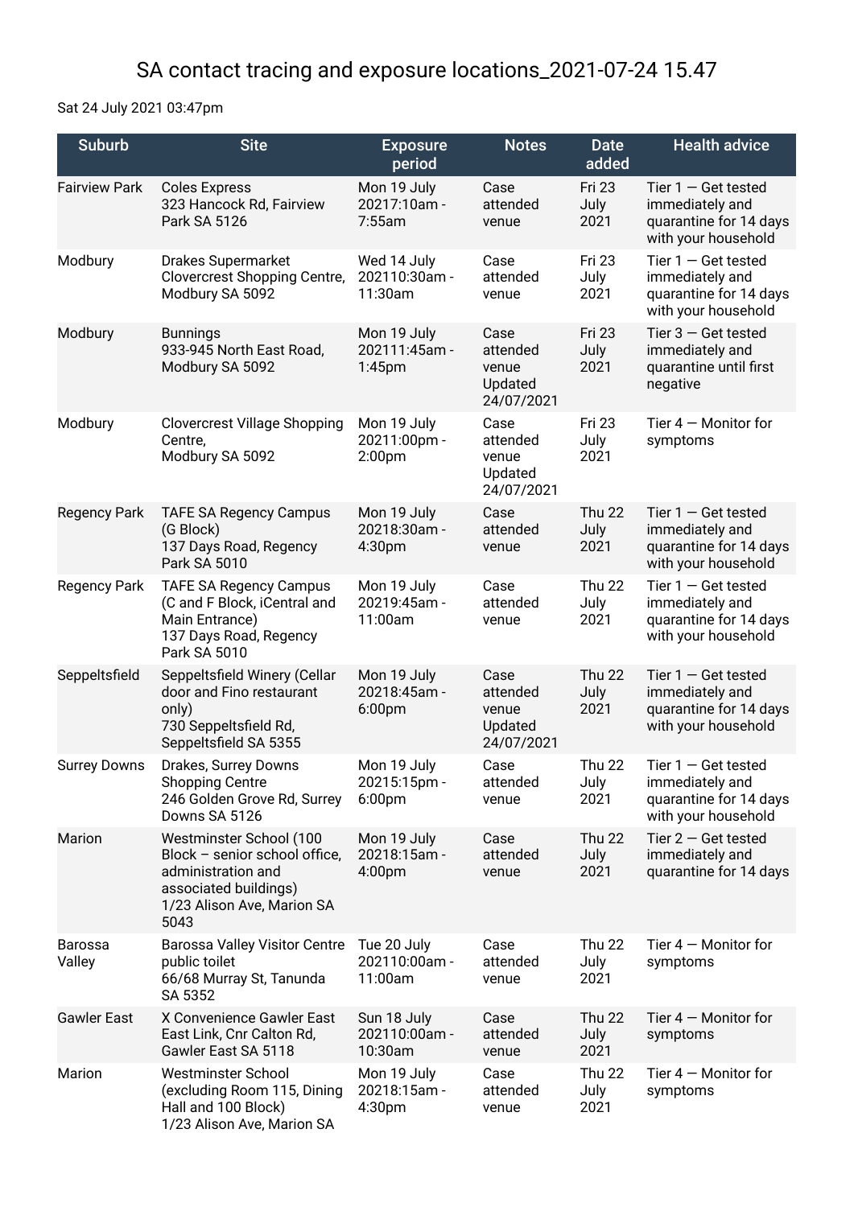# SA contact tracing and exposure locations_2021-07-24 15.47

Sat 24 July 2021 03:47pm

| Suburb | Site | Exposure period | Notes | Date added | Health advice |
|---|---|---|---|---|---|
| Fairview Park | Coles Express<br>323 Hancock Rd, Fairview Park SA 5126 | Mon 19 July 20217:10am - 7:55am | Case attended venue | Fri 23 July 2021 | Tier 1 — Get tested immediately and quarantine for 14 days with your household |
| Modbury | Drakes Supermarket<br>Clovercrest Shopping Centre, Modbury SA 5092 | Wed 14 July 202110:30am - 11:30am | Case attended venue | Fri 23 July 2021 | Tier 1 — Get tested immediately and quarantine for 14 days with your household |
| Modbury | Bunnings<br>933-945 North East Road, Modbury SA 5092 | Mon 19 July 202111:45am - 1:45pm | Case attended venue Updated 24/07/2021 | Fri 23 July 2021 | Tier 3 — Get tested immediately and quarantine until first negative |
| Modbury | Clovercrest Village Shopping Centre,<br>Modbury SA 5092 | Mon 19 July 20211:00pm - 2:00pm | Case attended venue Updated 24/07/2021 | Fri 23 July 2021 | Tier 4 — Monitor for symptoms |
| Regency Park | TAFE SA Regency Campus (G Block)<br>137 Days Road, Regency Park SA 5010 | Mon 19 July 20218:30am - 4:30pm | Case attended venue | Thu 22 July 2021 | Tier 1 — Get tested immediately and quarantine for 14 days with your household |
| Regency Park | TAFE SA Regency Campus (C and F Block, iCentral and Main Entrance)<br>137 Days Road, Regency Park SA 5010 | Mon 19 July 20219:45am - 11:00am | Case attended venue | Thu 22 July 2021 | Tier 1 — Get tested immediately and quarantine for 14 days with your household |
| Seppeltsfield | Seppeltsfield Winery (Cellar door and Fino restaurant only)<br>730 Seppeltsfield Rd, Seppeltsfield SA 5355 | Mon 19 July 20218:45am - 6:00pm | Case attended venue Updated 24/07/2021 | Thu 22 July 2021 | Tier 1 — Get tested immediately and quarantine for 14 days with your household |
| Surrey Downs | Drakes, Surrey Downs Shopping Centre<br>246 Golden Grove Rd, Surrey Downs SA 5126 | Mon 19 July 20215:15pm - 6:00pm | Case attended venue | Thu 22 July 2021 | Tier 1 — Get tested immediately and quarantine for 14 days with your household |
| Marion | Westminster School (100 Block – senior school office, administration and associated buildings)<br>1/23 Alison Ave, Marion SA 5043 | Mon 19 July 20218:15am - 4:00pm | Case attended venue | Thu 22 July 2021 | Tier 2 — Get tested immediately and quarantine for 14 days |
| Barossa Valley | Barossa Valley Visitor Centre public toilet<br>66/68 Murray St, Tanunda SA 5352 | Tue 20 July 202110:00am - 11:00am | Case attended venue | Thu 22 July 2021 | Tier 4 — Monitor for symptoms |
| Gawler East | X Convenience Gawler East<br>East Link, Cnr Calton Rd, Gawler East SA 5118 | Sun 18 July 202110:00am - 10:30am | Case attended venue | Thu 22 July 2021 | Tier 4 — Monitor for symptoms |
| Marion | Westminster School (excluding Room 115, Dining Hall and 100 Block)<br>1/23 Alison Ave, Marion SA | Mon 19 July 20218:15am - 4:30pm | Case attended venue | Thu 22 July 2021 | Tier 4 — Monitor for symptoms |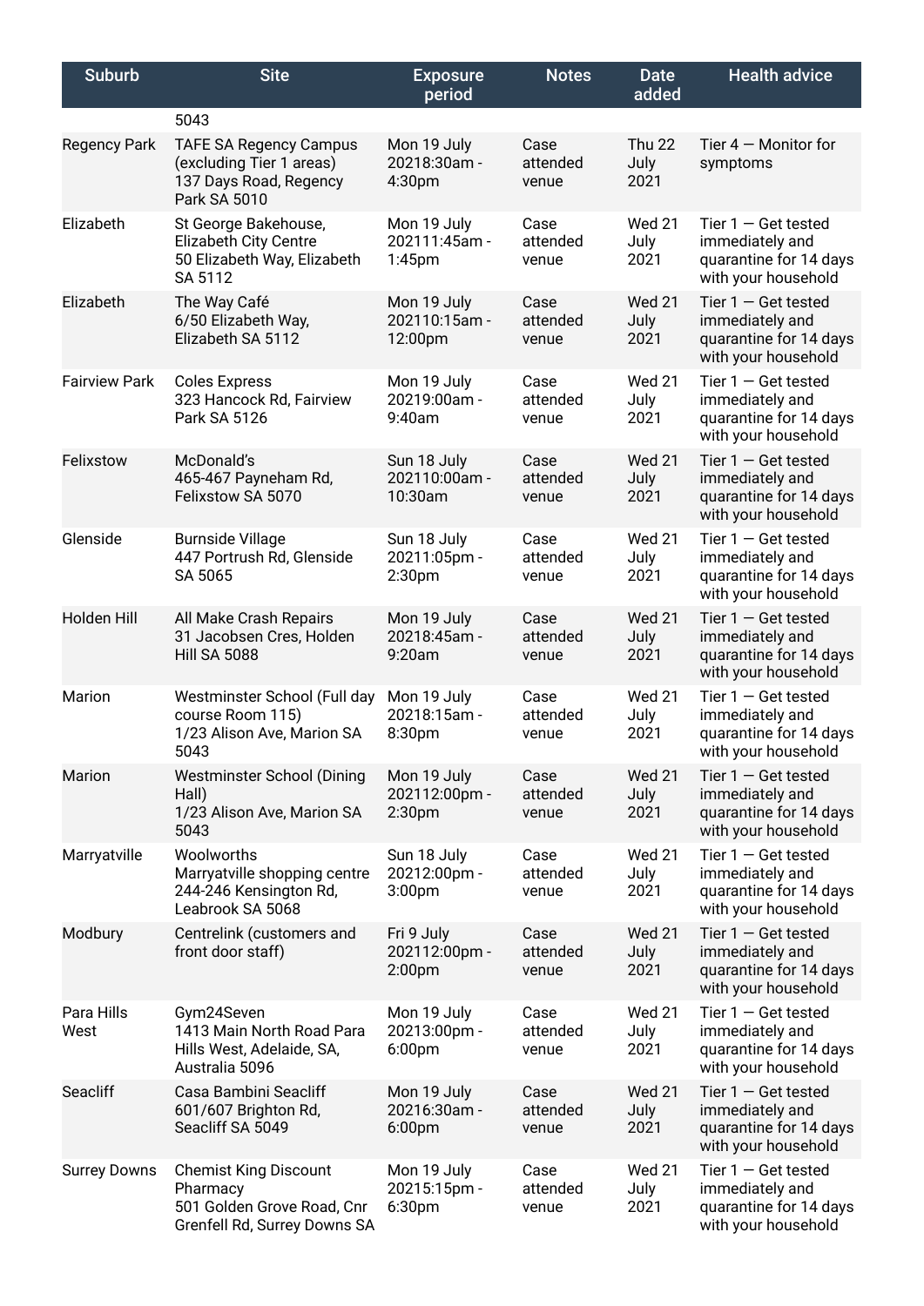| Suburb | Site | Exposure period | Notes | Date added | Health advice |
|---|---|---|---|---|---|
| | 5043 | | | | |
| Regency Park | TAFE SA Regency Campus (excluding Tier 1 areas) 137 Days Road, Regency Park SA 5010 | Mon 19 July 20218:30am - 4:30pm | Case attended venue | Thu 22 July 2021 | Tier 4 — Monitor for symptoms |
| Elizabeth | St George Bakehouse, Elizabeth City Centre 50 Elizabeth Way, Elizabeth SA 5112 | Mon 19 July 202111:45am - 1:45pm | Case attended venue | Wed 21 July 2021 | Tier 1 — Get tested immediately and quarantine for 14 days with your household |
| Elizabeth | The Way Café 6/50 Elizabeth Way, Elizabeth SA 5112 | Mon 19 July 202110:15am - 12:00pm | Case attended venue | Wed 21 July 2021 | Tier 1 — Get tested immediately and quarantine for 14 days with your household |
| Fairview Park | Coles Express 323 Hancock Rd, Fairview Park SA 5126 | Mon 19 July 20219:00am - 9:40am | Case attended venue | Wed 21 July 2021 | Tier 1 — Get tested immediately and quarantine for 14 days with your household |
| Felixstow | McDonald's 465-467 Payneham Rd, Felixstow SA 5070 | Sun 18 July 202110:00am - 10:30am | Case attended venue | Wed 21 July 2021 | Tier 1 — Get tested immediately and quarantine for 14 days with your household |
| Glenside | Burnside Village 447 Portrush Rd, Glenside SA 5065 | Sun 18 July 20211:05pm - 2:30pm | Case attended venue | Wed 21 July 2021 | Tier 1 — Get tested immediately and quarantine for 14 days with your household |
| Holden Hill | All Make Crash Repairs 31 Jacobsen Cres, Holden Hill SA 5088 | Mon 19 July 20218:45am - 9:20am | Case attended venue | Wed 21 July 2021 | Tier 1 — Get tested immediately and quarantine for 14 days with your household |
| Marion | Westminster School (Full day course Room 115) 1/23 Alison Ave, Marion SA 5043 | Mon 19 July 20218:15am - 8:30pm | Case attended venue | Wed 21 July 2021 | Tier 1 — Get tested immediately and quarantine for 14 days with your household |
| Marion | Westminster School (Dining Hall) 1/23 Alison Ave, Marion SA 5043 | Mon 19 July 202112:00pm - 2:30pm | Case attended venue | Wed 21 July 2021 | Tier 1 — Get tested immediately and quarantine for 14 days with your household |
| Marryatville | Woolworths Marryatville shopping centre 244-246 Kensington Rd, Leabrook SA 5068 | Sun 18 July 20212:00pm - 3:00pm | Case attended venue | Wed 21 July 2021 | Tier 1 — Get tested immediately and quarantine for 14 days with your household |
| Modbury | Centrelink (customers and front door staff) | Fri 9 July 202112:00pm - 2:00pm | Case attended venue | Wed 21 July 2021 | Tier 1 — Get tested immediately and quarantine for 14 days with your household |
| Para Hills West | Gym24Seven 1413 Main North Road Para Hills West, Adelaide, SA, Australia 5096 | Mon 19 July 20213:00pm - 6:00pm | Case attended venue | Wed 21 July 2021 | Tier 1 — Get tested immediately and quarantine for 14 days with your household |
| Seacliff | Casa Bambini Seacliff 601/607 Brighton Rd, Seacliff SA 5049 | Mon 19 July 20216:30am - 6:00pm | Case attended venue | Wed 21 July 2021 | Tier 1 — Get tested immediately and quarantine for 14 days with your household |
| Surrey Downs | Chemist King Discount Pharmacy 501 Golden Grove Road, Cnr Grenfell Rd, Surrey Downs SA | Mon 19 July 20215:15pm - 6:30pm | Case attended venue | Wed 21 July 2021 | Tier 1 — Get tested immediately and quarantine for 14 days with your household |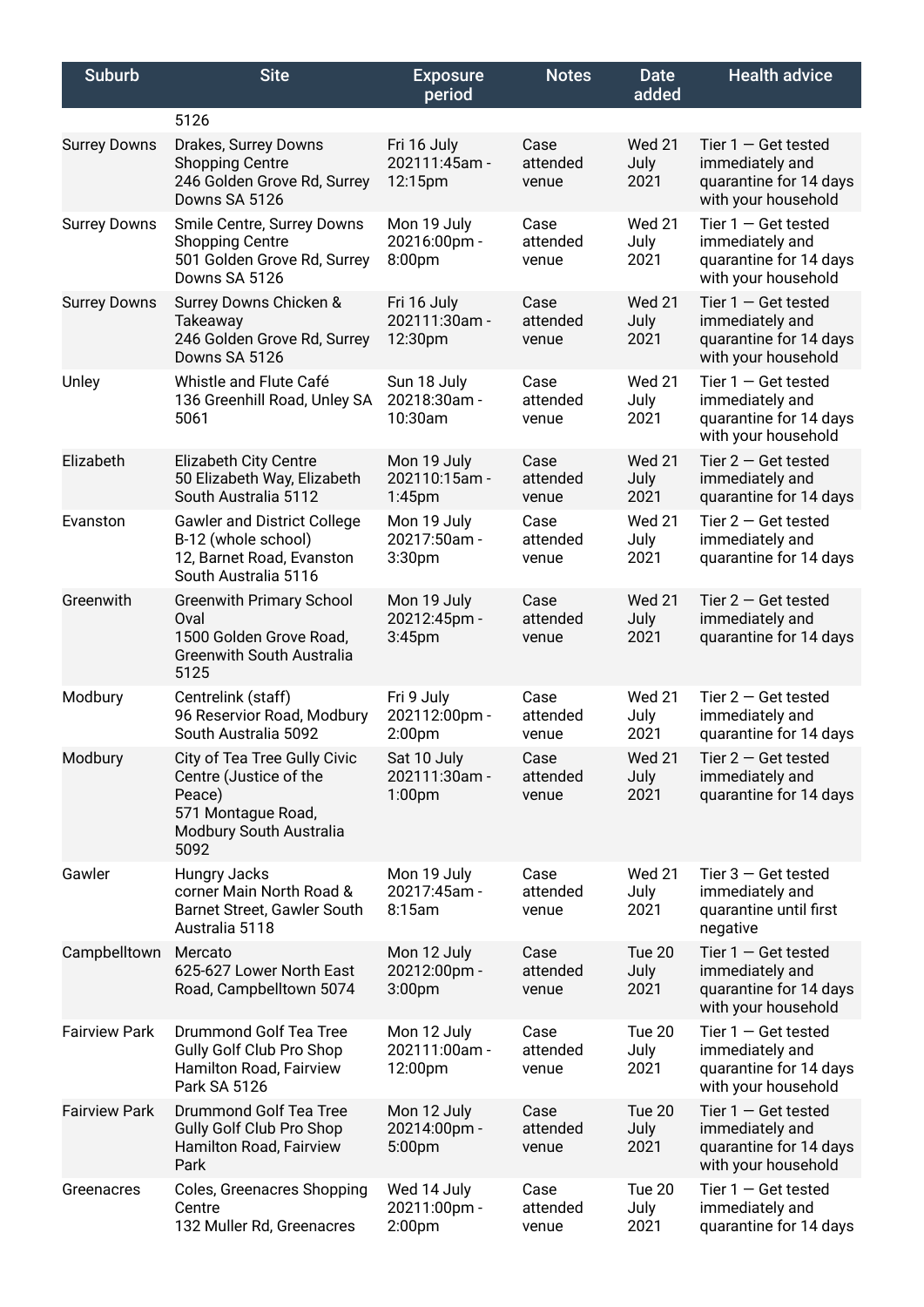| Suburb | Site | Exposure period | Notes | Date added | Health advice |
|---|---|---|---|---|---|
| | 5126 | | | | |
| Surrey Downs | Drakes, Surrey Downs Shopping Centre 246 Golden Grove Rd, Surrey Downs SA 5126 | Fri 16 July 202111:45am - 12:15pm | Case attended venue | Wed 21 July 2021 | Tier 1 — Get tested immediately and quarantine for 14 days with your household |
| Surrey Downs | Smile Centre, Surrey Downs Shopping Centre 501 Golden Grove Rd, Surrey Downs SA 5126 | Mon 19 July 20216:00pm - 8:00pm | Case attended venue | Wed 21 July 2021 | Tier 1 — Get tested immediately and quarantine for 14 days with your household |
| Surrey Downs | Surrey Downs Chicken & Takeaway 246 Golden Grove Rd, Surrey Downs SA 5126 | Fri 16 July 202111:30am - 12:30pm | Case attended venue | Wed 21 July 2021 | Tier 1 — Get tested immediately and quarantine for 14 days with your household |
| Unley | Whistle and Flute Café 136 Greenhill Road, Unley SA 5061 | Sun 18 July 20218:30am - 10:30am | Case attended venue | Wed 21 July 2021 | Tier 1 — Get tested immediately and quarantine for 14 days with your household |
| Elizabeth | Elizabeth City Centre 50 Elizabeth Way, Elizabeth South Australia 5112 | Mon 19 July 202110:15am - 1:45pm | Case attended venue | Wed 21 July 2021 | Tier 2 — Get tested immediately and quarantine for 14 days |
| Evanston | Gawler and District College B-12 (whole school) 12, Barnet Road, Evanston South Australia 5116 | Mon 19 July 20217:50am - 3:30pm | Case attended venue | Wed 21 July 2021 | Tier 2 — Get tested immediately and quarantine for 14 days |
| Greenwith | Greenwith Primary School Oval 1500 Golden Grove Road, Greenwith South Australia 5125 | Mon 19 July 20212:45pm - 3:45pm | Case attended venue | Wed 21 July 2021 | Tier 2 — Get tested immediately and quarantine for 14 days |
| Modbury | Centrelink (staff) 96 Reservior Road, Modbury South Australia 5092 | Fri 9 July 202112:00pm - 2:00pm | Case attended venue | Wed 21 July 2021 | Tier 2 — Get tested immediately and quarantine for 14 days |
| Modbury | City of Tea Tree Gully Civic Centre (Justice of the Peace) 571 Montague Road, Modbury South Australia 5092 | Sat 10 July 202111:30am - 1:00pm | Case attended venue | Wed 21 July 2021 | Tier 2 — Get tested immediately and quarantine for 14 days |
| Gawler | Hungry Jacks corner Main North Road & Barnet Street, Gawler South Australia 5118 | Mon 19 July 20217:45am - 8:15am | Case attended venue | Wed 21 July 2021 | Tier 3 — Get tested immediately and quarantine until first negative |
| Campbelltown | Mercato 625-627 Lower North East Road, Campbelltown 5074 | Mon 12 July 20212:00pm - 3:00pm | Case attended venue | Tue 20 July 2021 | Tier 1 — Get tested immediately and quarantine for 14 days with your household |
| Fairview Park | Drummond Golf Tea Tree Gully Golf Club Pro Shop Hamilton Road, Fairview Park SA 5126 | Mon 12 July 202111:00am - 12:00pm | Case attended venue | Tue 20 July 2021 | Tier 1 — Get tested immediately and quarantine for 14 days with your household |
| Fairview Park | Drummond Golf Tea Tree Gully Golf Club Pro Shop Hamilton Road, Fairview Park | Mon 12 July 20214:00pm - 5:00pm | Case attended venue | Tue 20 July 2021 | Tier 1 — Get tested immediately and quarantine for 14 days with your household |
| Greenacres | Coles, Greenacres Shopping Centre 132 Muller Rd, Greenacres | Wed 14 July 20211:00pm - 2:00pm | Case attended venue | Tue 20 July 2021 | Tier 1 — Get tested immediately and quarantine for 14 days |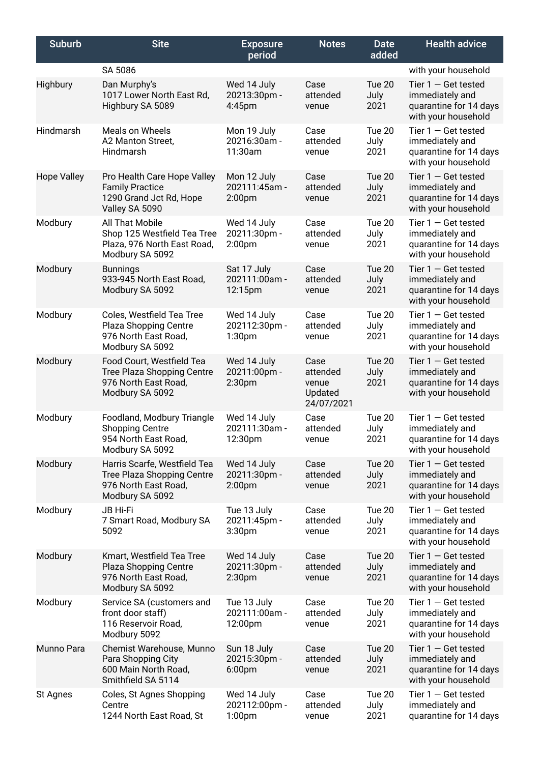| Suburb | Site | Exposure period | Notes | Date added | Health advice |
|---|---|---|---|---|---|
| | SA 5086 | | | | with your household |
| Highbury | Dan Murphy's 1017 Lower North East Rd, Highbury SA 5089 | Wed 14 July 20213:30pm - 4:45pm | Case attended venue | Tue 20 July 2021 | Tier 1 — Get tested immediately and quarantine for 14 days with your household |
| Hindmarsh | Meals on Wheels A2 Manton Street, Hindmarsh | Mon 19 July 20216:30am - 11:30am | Case attended venue | Tue 20 July 2021 | Tier 1 — Get tested immediately and quarantine for 14 days with your household |
| Hope Valley | Pro Health Care Hope Valley Family Practice 1290 Grand Jct Rd, Hope Valley SA 5090 | Mon 12 July 202111:45am - 2:00pm | Case attended venue | Tue 20 July 2021 | Tier 1 — Get tested immediately and quarantine for 14 days with your household |
| Modbury | All That Mobile Shop 125 Westfield Tea Tree Plaza, 976 North East Road, Modbury SA 5092 | Wed 14 July 20211:30pm - 2:00pm | Case attended venue | Tue 20 July 2021 | Tier 1 — Get tested immediately and quarantine for 14 days with your household |
| Modbury | Bunnings 933-945 North East Road, Modbury SA 5092 | Sat 17 July 202111:00am - 12:15pm | Case attended venue | Tue 20 July 2021 | Tier 1 — Get tested immediately and quarantine for 14 days with your household |
| Modbury | Coles, Westfield Tea Tree Plaza Shopping Centre 976 North East Road, Modbury SA 5092 | Wed 14 July 202112:30pm - 1:30pm | Case attended venue | Tue 20 July 2021 | Tier 1 — Get tested immediately and quarantine for 14 days with your household |
| Modbury | Food Court, Westfield Tea Tree Plaza Shopping Centre 976 North East Road, Modbury SA 5092 | Wed 14 July 20211:00pm - 2:30pm | Case attended venue Updated 24/07/2021 | Tue 20 July 2021 | Tier 1 — Get tested immediately and quarantine for 14 days with your household |
| Modbury | Foodland, Modbury Triangle Shopping Centre 954 North East Road, Modbury SA 5092 | Wed 14 July 202111:30am - 12:30pm | Case attended venue | Tue 20 July 2021 | Tier 1 — Get tested immediately and quarantine for 14 days with your household |
| Modbury | Harris Scarfe, Westfield Tea Tree Plaza Shopping Centre 976 North East Road, Modbury SA 5092 | Wed 14 July 20211:30pm - 2:00pm | Case attended venue | Tue 20 July 2021 | Tier 1 — Get tested immediately and quarantine for 14 days with your household |
| Modbury | JB Hi-Fi 7 Smart Road, Modbury SA 5092 | Tue 13 July 20211:45pm - 3:30pm | Case attended venue | Tue 20 July 2021 | Tier 1 — Get tested immediately and quarantine for 14 days with your household |
| Modbury | Kmart, Westfield Tea Tree Plaza Shopping Centre 976 North East Road, Modbury SA 5092 | Wed 14 July 20211:30pm - 2:30pm | Case attended venue | Tue 20 July 2021 | Tier 1 — Get tested immediately and quarantine for 14 days with your household |
| Modbury | Service SA (customers and front door staff) 116 Reservoir Road, Modbury 5092 | Tue 13 July 202111:00am - 12:00pm | Case attended venue | Tue 20 July 2021 | Tier 1 — Get tested immediately and quarantine for 14 days with your household |
| Munno Para | Chemist Warehouse, Munno Para Shopping City 600 Main North Road, Smithfield SA 5114 | Sun 18 July 20215:30pm - 6:00pm | Case attended venue | Tue 20 July 2021 | Tier 1 — Get tested immediately and quarantine for 14 days with your household |
| St Agnes | Coles, St Agnes Shopping Centre 1244 North East Road, St | Wed 14 July 202112:00pm - 1:00pm | Case attended venue | Tue 20 July 2021 | Tier 1 — Get tested immediately and quarantine for 14 days |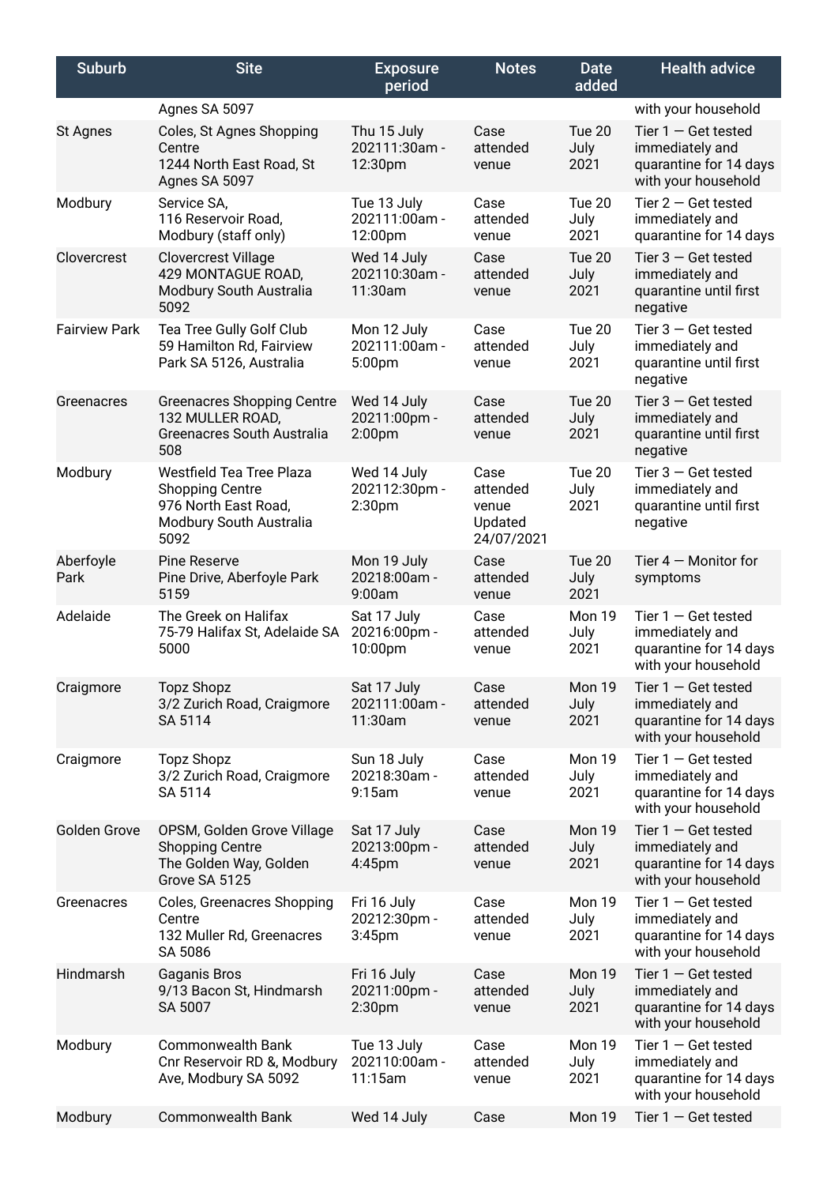| Suburb | Site | Exposure period | Notes | Date added | Health advice |
|---|---|---|---|---|---|
| | Agnes SA 5097 | | | | with your household |
| St Agnes | Coles, St Agnes Shopping Centre 1244 North East Road, St Agnes SA 5097 | Thu 15 July 202111:30am - 12:30pm | Case attended venue | Tue 20 July 2021 | Tier 1 — Get tested immediately and quarantine for 14 days with your household |
| Modbury | Service SA, 116 Reservoir Road, Modbury (staff only) | Tue 13 July 202111:00am - 12:00pm | Case attended venue | Tue 20 July 2021 | Tier 2 — Get tested immediately and quarantine for 14 days |
| Clovercrest | Clovercrest Village 429 MONTAGUE ROAD, Modbury South Australia 5092 | Wed 14 July 202110:30am - 11:30am | Case attended venue | Tue 20 July 2021 | Tier 3 — Get tested immediately and quarantine until first negative |
| Fairview Park | Tea Tree Gully Golf Club 59 Hamilton Rd, Fairview Park SA 5126, Australia | Mon 12 July 202111:00am - 5:00pm | Case attended venue | Tue 20 July 2021 | Tier 3 — Get tested immediately and quarantine until first negative |
| Greenacres | Greenacres Shopping Centre 132 MULLER ROAD, Greenacres South Australia 508 | Wed 14 July 20211:00pm - 2:00pm | Case attended venue | Tue 20 July 2021 | Tier 3 — Get tested immediately and quarantine until first negative |
| Modbury | Westfield Tea Tree Plaza Shopping Centre 976 North East Road, Modbury South Australia 5092 | Wed 14 July 202112:30pm - 2:30pm | Case attended venue Updated 24/07/2021 | Tue 20 July 2021 | Tier 3 — Get tested immediately and quarantine until first negative |
| Aberfoyle Park | Pine Reserve Pine Drive, Aberfoyle Park 5159 | Mon 19 July 20218:00am - 9:00am | Case attended venue | Tue 20 July 2021 | Tier 4 — Monitor for symptoms |
| Adelaide | The Greek on Halifax 75-79 Halifax St, Adelaide SA 5000 | Sat 17 July 20216:00pm - 10:00pm | Case attended venue | Mon 19 July 2021 | Tier 1 — Get tested immediately and quarantine for 14 days with your household |
| Craigmore | Topz Shopz 3/2 Zurich Road, Craigmore SA 5114 | Sat 17 July 202111:00am - 11:30am | Case attended venue | Mon 19 July 2021 | Tier 1 — Get tested immediately and quarantine for 14 days with your household |
| Craigmore | Topz Shopz 3/2 Zurich Road, Craigmore SA 5114 | Sun 18 July 20218:30am - 9:15am | Case attended venue | Mon 19 July 2021 | Tier 1 — Get tested immediately and quarantine for 14 days with your household |
| Golden Grove | OPSM, Golden Grove Village Shopping Centre The Golden Way, Golden Grove SA 5125 | Sat 17 July 20213:00pm - 4:45pm | Case attended venue | Mon 19 July 2021 | Tier 1 — Get tested immediately and quarantine for 14 days with your household |
| Greenacres | Coles, Greenacres Shopping Centre 132 Muller Rd, Greenacres SA 5086 | Fri 16 July 20212:30pm - 3:45pm | Case attended venue | Mon 19 July 2021 | Tier 1 — Get tested immediately and quarantine for 14 days with your household |
| Hindmarsh | Gaganis Bros 9/13 Bacon St, Hindmarsh SA 5007 | Fri 16 July 20211:00pm - 2:30pm | Case attended venue | Mon 19 July 2021 | Tier 1 — Get tested immediately and quarantine for 14 days with your household |
| Modbury | Commonwealth Bank Cnr Reservoir RD &, Modbury Ave, Modbury SA 5092 | Tue 13 July 202110:00am - 11:15am | Case attended venue | Mon 19 July 2021 | Tier 1 — Get tested immediately and quarantine for 14 days with your household |
| Modbury | Commonwealth Bank | Wed 14 July | Case | Mon 19 | Tier 1 — Get tested |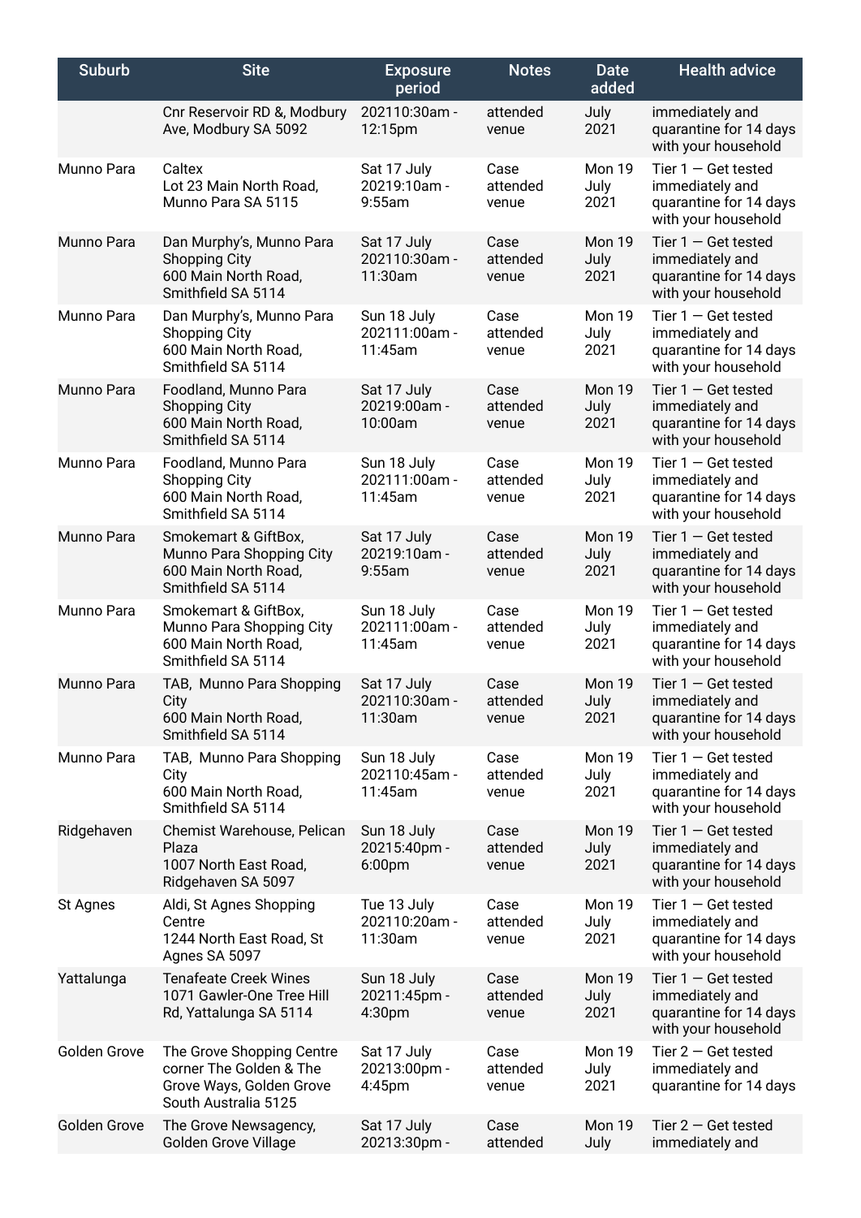| Suburb | Site | Exposure period | Notes | Date added | Health advice |
|---|---|---|---|---|---|
| | Cnr Reservoir RD &, Modbury Ave, Modbury SA 5092 | 202110:30am - 12:15pm | attended venue | July 2021 | immediately and quarantine for 14 days with your household |
| Munno Para | Caltex<br>Lot 23 Main North Road, Munno Para SA 5115 | Sat 17 July 20219:10am - 9:55am | Case attended venue | Mon 19 July 2021 | Tier 1 — Get tested immediately and quarantine for 14 days with your household |
| Munno Para | Dan Murphy's, Munno Para Shopping City<br>600 Main North Road, Smithfield SA 5114 | Sat 17 July 202110:30am - 11:30am | Case attended venue | Mon 19 July 2021 | Tier 1 — Get tested immediately and quarantine for 14 days with your household |
| Munno Para | Dan Murphy's, Munno Para Shopping City<br>600 Main North Road, Smithfield SA 5114 | Sun 18 July 202111:00am - 11:45am | Case attended venue | Mon 19 July 2021 | Tier 1 — Get tested immediately and quarantine for 14 days with your household |
| Munno Para | Foodland, Munno Para Shopping City<br>600 Main North Road, Smithfield SA 5114 | Sat 17 July 20219:00am - 10:00am | Case attended venue | Mon 19 July 2021 | Tier 1 — Get tested immediately and quarantine for 14 days with your household |
| Munno Para | Foodland, Munno Para Shopping City<br>600 Main North Road, Smithfield SA 5114 | Sun 18 July 202111:00am - 11:45am | Case attended venue | Mon 19 July 2021 | Tier 1 — Get tested immediately and quarantine for 14 days with your household |
| Munno Para | Smokemart & GiftBox, Munno Para Shopping City<br>600 Main North Road, Smithfield SA 5114 | Sat 17 July 20219:10am - 9:55am | Case attended venue | Mon 19 July 2021 | Tier 1 — Get tested immediately and quarantine for 14 days with your household |
| Munno Para | Smokemart & GiftBox, Munno Para Shopping City<br>600 Main North Road, Smithfield SA 5114 | Sun 18 July 202111:00am - 11:45am | Case attended venue | Mon 19 July 2021 | Tier 1 — Get tested immediately and quarantine for 14 days with your household |
| Munno Para | TAB, Munno Para Shopping City<br>600 Main North Road, Smithfield SA 5114 | Sat 17 July 202110:30am - 11:30am | Case attended venue | Mon 19 July 2021 | Tier 1 — Get tested immediately and quarantine for 14 days with your household |
| Munno Para | TAB, Munno Para Shopping City<br>600 Main North Road, Smithfield SA 5114 | Sun 18 July 202110:45am - 11:45am | Case attended venue | Mon 19 July 2021 | Tier 1 — Get tested immediately and quarantine for 14 days with your household |
| Ridgehaven | Chemist Warehouse, Pelican Plaza<br>1007 North East Road, Ridgehaven SA 5097 | Sun 18 July 20215:40pm - 6:00pm | Case attended venue | Mon 19 July 2021 | Tier 1 — Get tested immediately and quarantine for 14 days with your household |
| St Agnes | Aldi, St Agnes Shopping Centre<br>1244 North East Road, St Agnes SA 5097 | Tue 13 July 202110:20am - 11:30am | Case attended venue | Mon 19 July 2021 | Tier 1 — Get tested immediately and quarantine for 14 days with your household |
| Yattalunga | Tenafeate Creek Wines<br>1071 Gawler-One Tree Hill Rd, Yattalunga SA 5114 | Sun 18 July 20211:45pm - 4:30pm | Case attended venue | Mon 19 July 2021 | Tier 1 — Get tested immediately and quarantine for 14 days with your household |
| Golden Grove | The Grove Shopping Centre corner The Golden & The Grove Ways, Golden Grove South Australia 5125 | Sat 17 July 20213:00pm - 4:45pm | Case attended venue | Mon 19 July 2021 | Tier 2 — Get tested immediately and quarantine for 14 days |
| Golden Grove | The Grove Newsagency, Golden Grove Village | Sat 17 July 20213:30pm - | Case attended | Mon 19 July | Tier 2 — Get tested immediately and |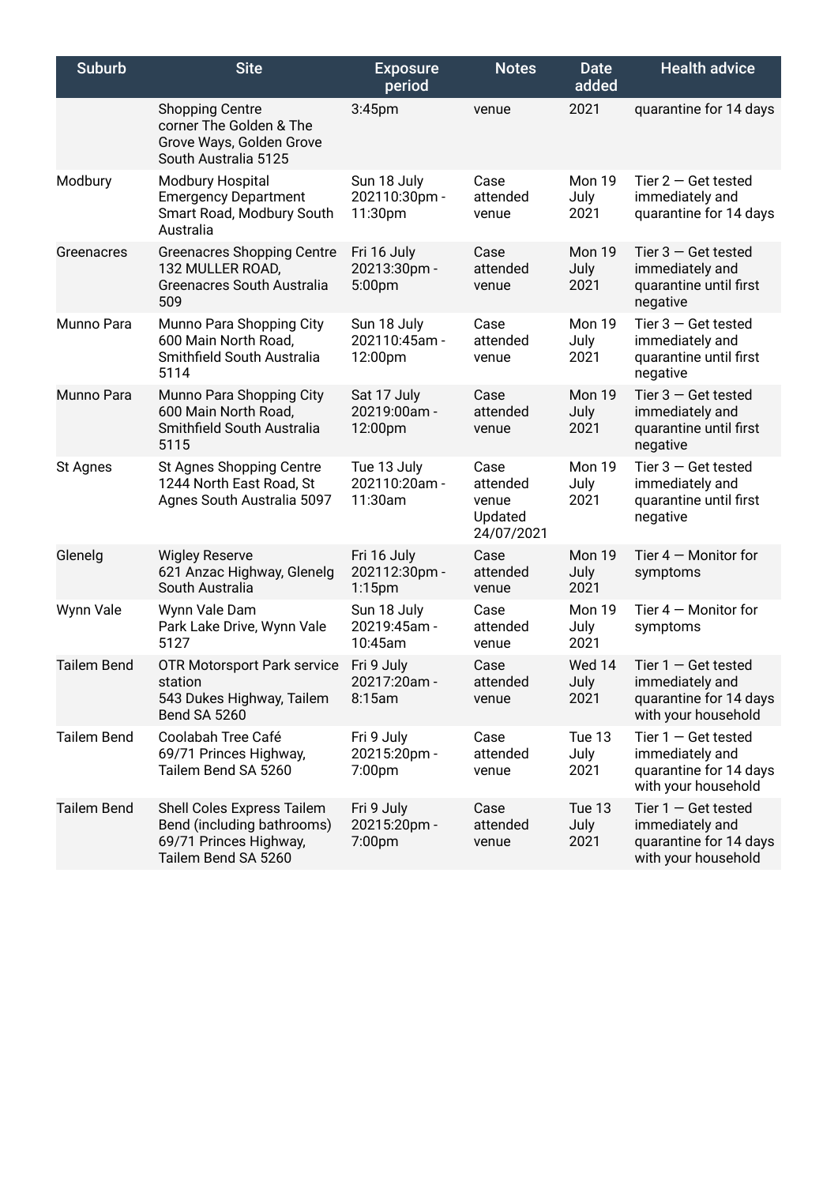| Suburb | Site | Exposure period | Notes | Date added | Health advice |
|---|---|---|---|---|---|
| | Shopping Centre corner The Golden & The Grove Ways, Golden Grove South Australia 5125 | 3:45pm | venue | 2021 | quarantine for 14 days |
| Modbury | Modbury Hospital Emergency Department Smart Road, Modbury South Australia | Sun 18 July 202110:30pm - 11:30pm | Case attended venue | Mon 19 July 2021 | Tier 2 — Get tested immediately and quarantine for 14 days |
| Greenacres | Greenacres Shopping Centre 132 MULLER ROAD, Greenacres South Australia 509 | Fri 16 July 20213:30pm - 5:00pm | Case attended venue | Mon 19 July 2021 | Tier 3 — Get tested immediately and quarantine until first negative |
| Munno Para | Munno Para Shopping City 600 Main North Road, Smithfield South Australia 5114 | Sun 18 July 202110:45am - 12:00pm | Case attended venue | Mon 19 July 2021 | Tier 3 — Get tested immediately and quarantine until first negative |
| Munno Para | Munno Para Shopping City 600 Main North Road, Smithfield South Australia 5115 | Sat 17 July 20219:00am - 12:00pm | Case attended venue | Mon 19 July 2021 | Tier 3 — Get tested immediately and quarantine until first negative |
| St Agnes | St Agnes Shopping Centre 1244 North East Road, St Agnes South Australia 5097 | Tue 13 July 202110:20am - 11:30am | Case attended venue Updated 24/07/2021 | Mon 19 July 2021 | Tier 3 — Get tested immediately and quarantine until first negative |
| Glenelg | Wigley Reserve 621 Anzac Highway, Glenelg South Australia | Fri 16 July 202112:30pm - 1:15pm | Case attended venue | Mon 19 July 2021 | Tier 4 — Monitor for symptoms |
| Wynn Vale | Wynn Vale Dam Park Lake Drive, Wynn Vale 5127 | Sun 18 July 20219:45am - 10:45am | Case attended venue | Mon 19 July 2021 | Tier 4 — Monitor for symptoms |
| Tailem Bend | OTR Motorsport Park service station 543 Dukes Highway, Tailem Bend SA 5260 | Fri 9 July 20217:20am - 8:15am | Case attended venue | Wed 14 July 2021 | Tier 1 — Get tested immediately and quarantine for 14 days with your household |
| Tailem Bend | Coolabah Tree Café 69/71 Princes Highway, Tailem Bend SA 5260 | Fri 9 July 20215:20pm - 7:00pm | Case attended venue | Tue 13 July 2021 | Tier 1 — Get tested immediately and quarantine for 14 days with your household |
| Tailem Bend | Shell Coles Express Tailem Bend (including bathrooms) 69/71 Princes Highway, Tailem Bend SA 5260 | Fri 9 July 20215:20pm - 7:00pm | Case attended venue | Tue 13 July 2021 | Tier 1 — Get tested immediately and quarantine for 14 days with your household |